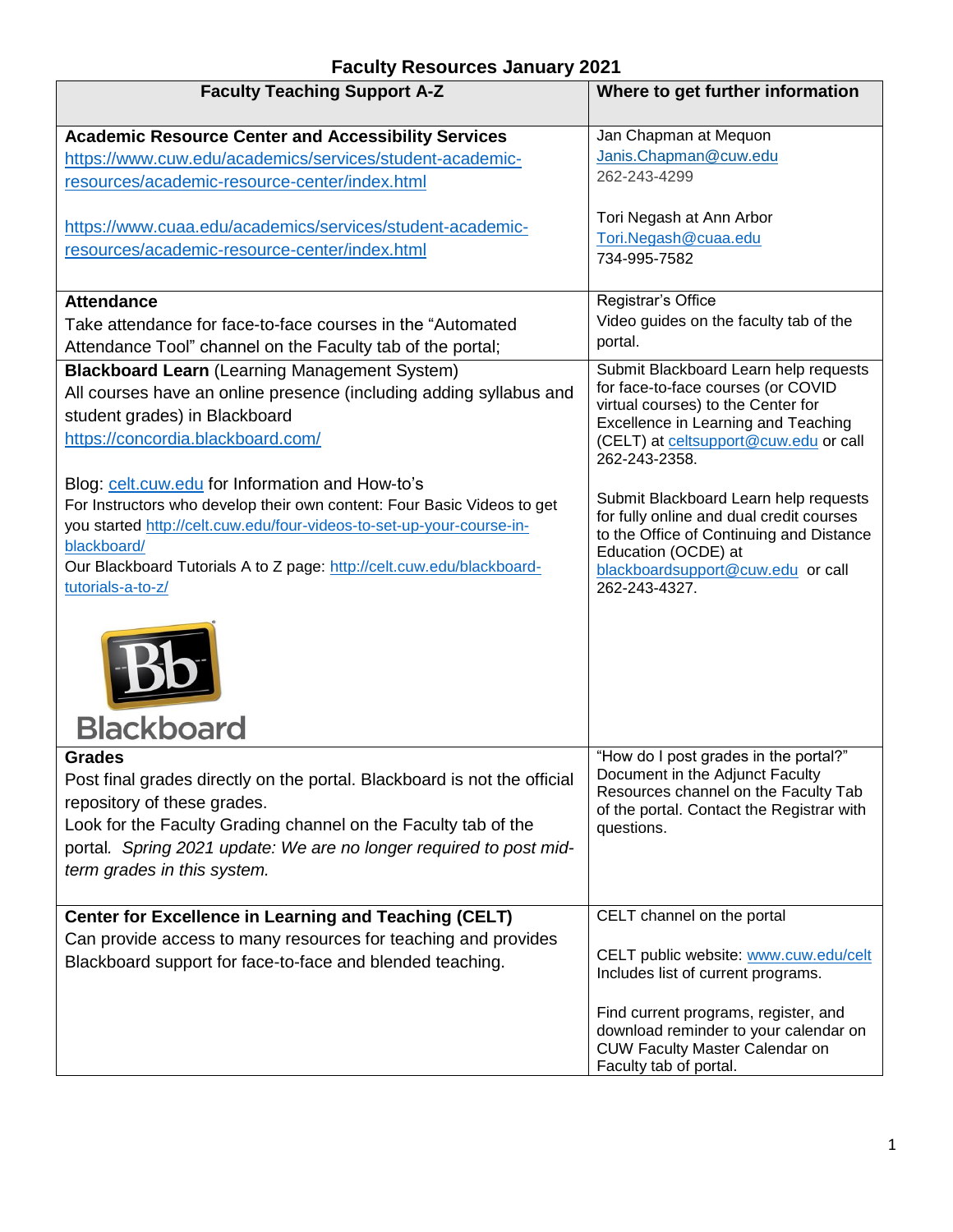# Faculty Resources January 2021

| Faculty Teaching Support A-Z | Where to get further information |
|---|---|
| **Academic Resource Center and Accessibility Services**<br>https://www.cuw.edu/academics/services/student-academic-resources/academic-resource-center/index.html<br><br>https://www.cuaa.edu/academics/services/student-academic-resources/academic-resource-center/index.html | Jan Chapman at Mequon<br>Janis.Chapman@cuw.edu<br>262-243-4299<br><br>Tori Negash at Ann Arbor<br>Tori.Negash@cuaa.edu<br>734-995-7582 |
| **Attendance**<br>Take attendance for face-to-face courses in the "Automated Attendance Tool" channel on the Faculty tab of the portal; | Registrar's Office<br>Video guides on the faculty tab of the portal. |
| **Blackboard Learn** (Learning Management System)<br>All courses have an online presence (including adding syllabus and student grades) in Blackboard<br>https://concordia.blackboard.com/<br><br>Blog: celt.cuw.edu for Information and How-to's<br>For Instructors who develop their own content: Four Basic Videos to get you started http://celt.cuw.edu/four-videos-to-set-up-your-course-in-blackboard/<br>Our Blackboard Tutorials A to Z page: http://celt.cuw.edu/blackboard-tutorials-a-to-z/<br><br>Blackboard | Submit Blackboard Learn help requests for face-to-face courses (or COVID virtual courses) to the Center for Excellence in Learning and Teaching (CELT) at celtsupport@cuw.edu or call 262-243-2358.<br><br>Submit Blackboard Learn help requests for fully online and dual credit courses to the Office of Continuing and Distance Education (OCDE) at blackboardsupport@cuw.edu or call 262-243-4327. |
| **Grades**<br>Post final grades directly on the portal. Blackboard is not the official repository of these grades.<br>Look for the Faculty Grading channel on the Faculty tab of the portal. *Spring 2021 update: We are no longer required to post mid-term grades in this system.* | "How do I post grades in the portal?" Document in the Adjunct Faculty Resources channel on the Faculty Tab of the portal. Contact the Registrar with questions. |
| **Center for Excellence in Learning and Teaching (CELT)**<br>Can provide access to many resources for teaching and provides Blackboard support for face-to-face and blended teaching. | CELT channel on the portal<br><br>CELT public website: www.cuw.edu/celt<br>Includes list of current programs.<br><br>Find current programs, register, and download reminder to your calendar on CUW Faculty Master Calendar on Faculty tab of portal. |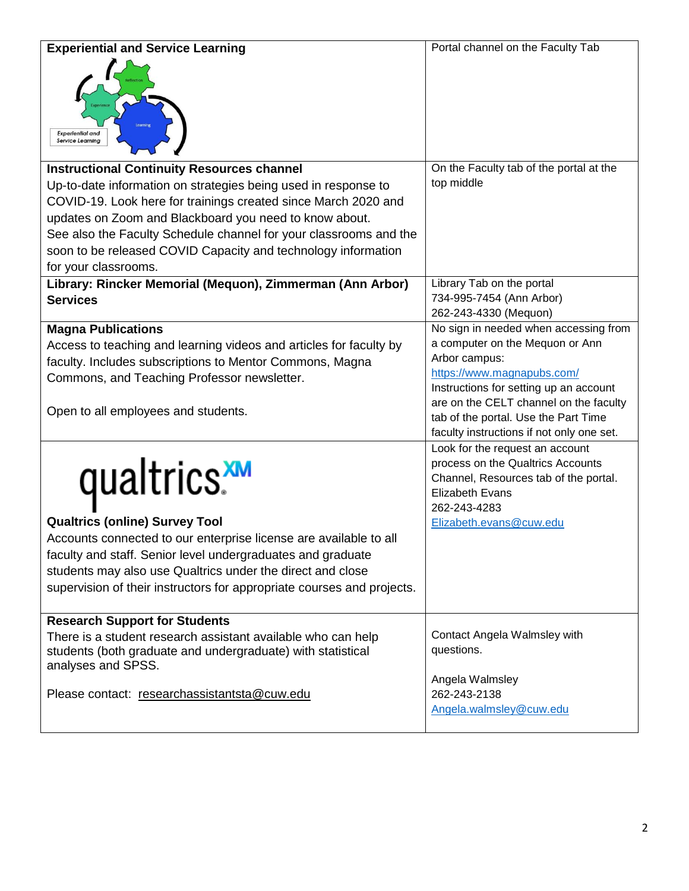| | |
|---|---|
| **Experiential and Service Learning** | Portal channel on the Faculty Tab |
| **Instructional Continuity Resources channel**<br>Up-to-date information on strategies being used in response to COVID-19. Look here for trainings created since March 2020 and updates on Zoom and Blackboard you need to know about.<br>See also the Faculty Schedule channel for your classrooms and the soon to be released COVID Capacity and technology information for your classrooms. | On the Faculty tab of the portal at the top middle |
| **Library: Rincker Memorial (Mequon), Zimmerman (Ann Arbor) Services** | Library Tab on the portal<br>734-995-7454 (Ann Arbor)<br>262-243-4330 (Mequon) |
| **Magna Publications**<br>Access to teaching and learning videos and articles for faculty by faculty. Includes subscriptions to Mentor Commons, Magna Commons, and Teaching Professor newsletter.<br><br>Open to all employees and students. | No sign in needed when accessing from a computer on the Mequon or Ann Arbor campus:<br>https://www.magnapubs.com/<br>Instructions for setting up an account are on the CELT channel on the faculty tab of the portal. Use the Part Time faculty instructions if not only one set. |
| **Qualtrics (online) Survey Tool**<br>Accounts connected to our enterprise license are available to all faculty and staff. Senior level undergraduates and graduate students may also use Qualtrics under the direct and close supervision of their instructors for appropriate courses and projects. | Look for the request an account process on the Qualtrics Accounts Channel, Resources tab of the portal.<br>Elizabeth Evans<br>262-243-4283<br>Elizabeth.evans@cuw.edu |
| **Research Support for Students**<br>There is a student research assistant available who can help students (both graduate and undergraduate) with statistical analyses and SPSS.<br><br>Please contact: researchassistantsta@cuw.edu | Contact Angela Walmsley with questions.<br><br>Angela Walmsley<br>262-243-2138<br>Angela.walmsley@cuw.edu |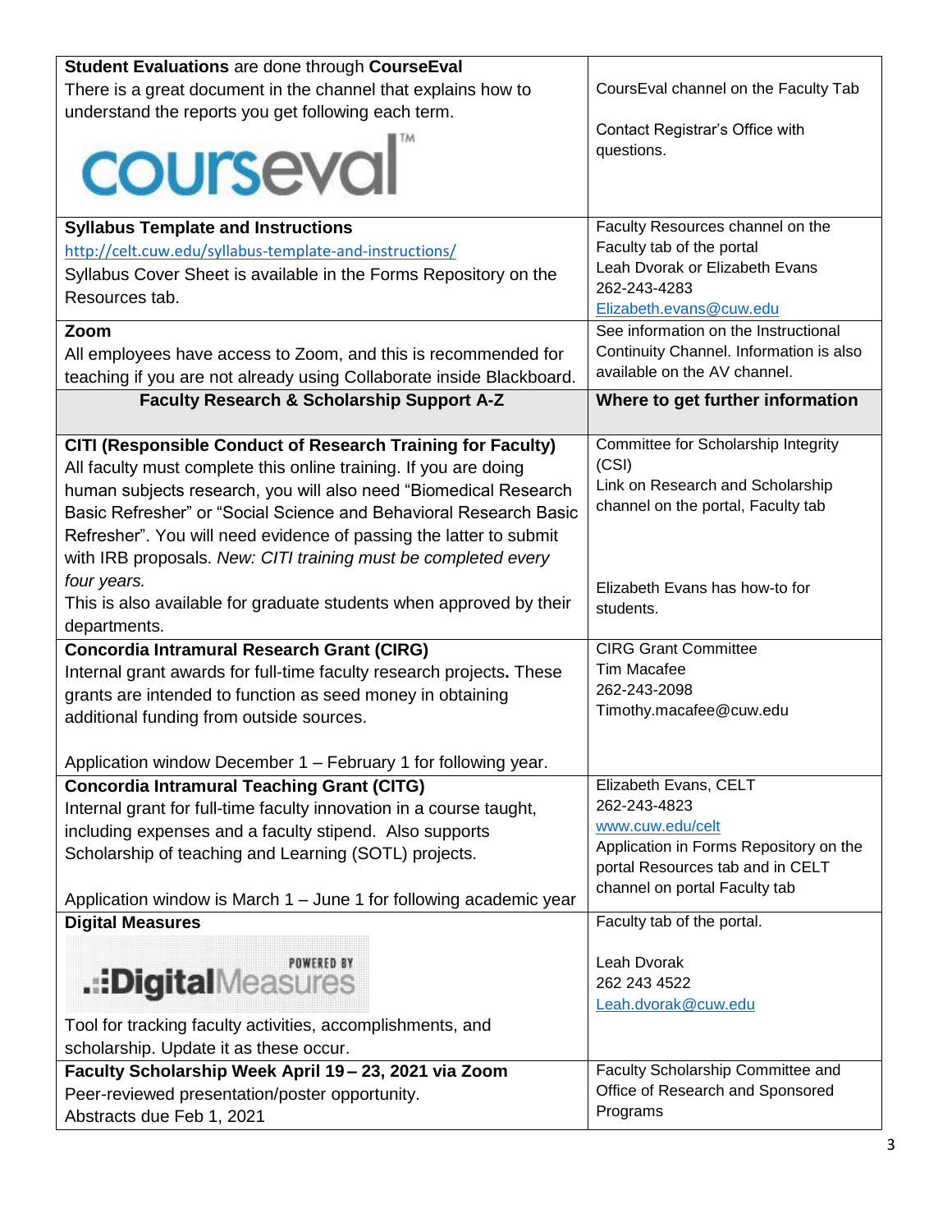| | |
|---|---|
| **Student Evaluations** are done through **CourseEval**<br>There is a great document in the channel that explains how to understand the reports you get following each term. | CoursEval channel on the Faculty Tab<br><br>Contact Registrar's Office with questions. |
| **Syllabus Template and Instructions**<br>http://celt.cuw.edu/syllabus-template-and-instructions/<br>Syllabus Cover Sheet is available in the Forms Repository on the Resources tab. | Faculty Resources channel on the Faculty tab of the portal<br>Leah Dvorak or Elizabeth Evans<br>262-243-4283<br>Elizabeth.evans@cuw.edu |
| **Zoom**<br>All employees have access to Zoom, and this is recommended for teaching if you are not already using Collaborate inside Blackboard. | See information on the Instructional Continuity Channel. Information is also available on the AV channel. |
| **Faculty Research & Scholarship Support A-Z** | **Where to get further information** |
| **CITI (Responsible Conduct of Research Training for Faculty)**<br>All faculty must complete this online training. If you are doing human subjects research, you will also need "Biomedical Research Basic Refresher" or "Social Science and Behavioral Research Basic Refresher". You will need evidence of passing the latter to submit with IRB proposals. *New: CITI training must be completed every four years.*<br>This is also available for graduate students when approved by their departments. | Committee for Scholarship Integrity (CSI)<br>Link on Research and Scholarship channel on the portal, Faculty tab<br><br>Elizabeth Evans has how-to for students. |
| **Concordia Intramural Research Grant (CIRG)**<br>Internal grant awards for full-time faculty research projects**.** These grants are intended to function as seed money in obtaining additional funding from outside sources.<br><br>Application window December 1 – February 1 for following year. | CIRG Grant Committee<br>Tim Macafee<br>262-243-2098<br>Timothy.macafee@cuw.edu |
| **Concordia Intramural Teaching Grant (CITG)**<br>Internal grant for full-time faculty innovation in a course taught, including expenses and a faculty stipend. Also supports Scholarship of teaching and Learning (SOTL) projects.<br><br>Application window is March 1 – June 1 for following academic year | Elizabeth Evans, CELT<br>262-243-4823<br>www.cuw.edu/celt<br>Application in Forms Repository on the portal Resources tab and in CELT channel on portal Faculty tab |
| **Digital Measures**<br><br>Tool for tracking faculty activities, accomplishments, and scholarship. Update it as these occur. | Faculty tab of the portal.<br><br>Leah Dvorak<br>262 243 4522<br>Leah.dvorak@cuw.edu |
| **Faculty Scholarship Week April 19 – 23, 2021 via Zoom**<br>Peer-reviewed presentation/poster opportunity.<br>Abstracts due Feb 1, 2021 | Faculty Scholarship Committee and Office of Research and Sponsored Programs |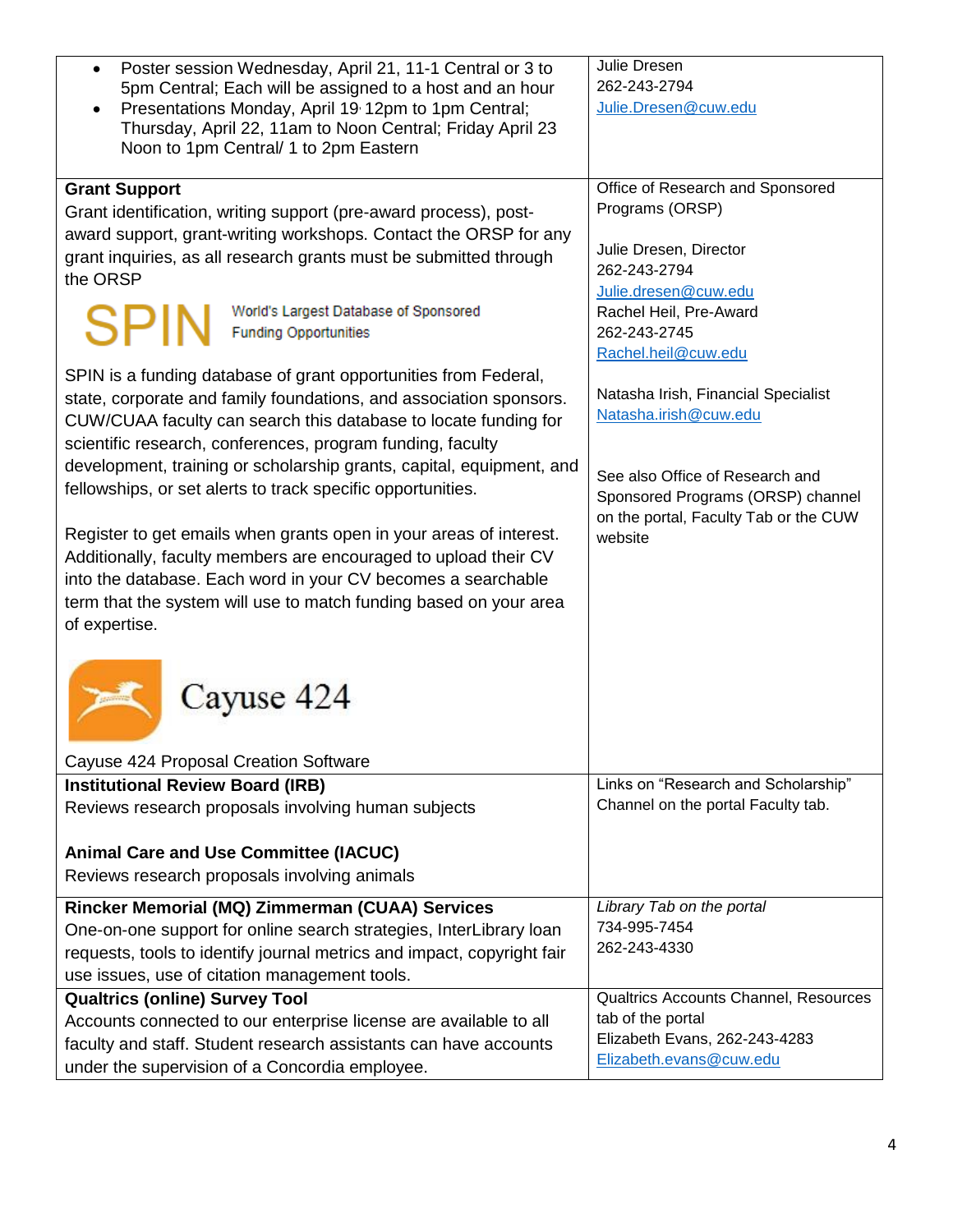| | |
|---|---|
| • Poster session Wednesday, April 21, 11-1 Central or 3 to 5pm Central; Each will be assigned to a host and an hour<br>• Presentations Monday, April 19, 12pm to 1pm Central; Thursday, April 22, 11am to Noon Central; Friday April 23 Noon to 1pm Central/ 1 to 2pm Eastern | Julie Dresen<br>262-243-2794<br>Julie.Dresen@cuw.edu |
| **Grant Support**<br>Grant identification, writing support (pre-award process), post-award support, grant-writing workshops. Contact the ORSP for any grant inquiries, as all research grants must be submitted through the ORSP<br><br>SPIN World's Largest Database of Sponsored Funding Opportunities<br><br>SPIN is a funding database of grant opportunities from Federal, state, corporate and family foundations, and association sponsors. CUW/CUAA faculty can search this database to locate funding for scientific research, conferences, program funding, faculty development, training or scholarship grants, capital, equipment, and fellowships, or set alerts to track specific opportunities.<br><br>Register to get emails when grants open in your areas of interest. Additionally, faculty members are encouraged to upload their CV into the database. Each word in your CV becomes a searchable term that the system will use to match funding based on your area of expertise.<br><br>Cayuse 424<br><br>Cayuse 424 Proposal Creation Software | Office of Research and Sponsored Programs (ORSP)<br><br>Julie Dresen, Director<br>262-243-2794<br>Julie.dresen@cuw.edu<br>Rachel Heil, Pre-Award<br>262-243-2745<br>Rachel.heil@cuw.edu<br><br>Natasha Irish, Financial Specialist<br>Natasha.irish@cuw.edu<br><br>See also Office of Research and Sponsored Programs (ORSP) channel on the portal, Faculty Tab or the CUW website |
| **Institutional Review Board (IRB)**<br>Reviews research proposals involving human subjects<br><br>**Animal Care and Use Committee (IACUC)**<br>Reviews research proposals involving animals | Links on "Research and Scholarship" Channel on the portal Faculty tab. |
| **Rincker Memorial (MQ) Zimmerman (CUAA) Services**<br>One-on-one support for online search strategies, InterLibrary loan requests, tools to identify journal metrics and impact, copyright fair use issues, use of citation management tools. | *Library Tab on the portal*<br>734-995-7454<br>262-243-4330 |
| **Qualtrics (online) Survey Tool**<br>Accounts connected to our enterprise license are available to all faculty and staff. Student research assistants can have accounts under the supervision of a Concordia employee. | Qualtrics Accounts Channel, Resources tab of the portal<br>Elizabeth Evans, 262-243-4283<br>Elizabeth.evans@cuw.edu |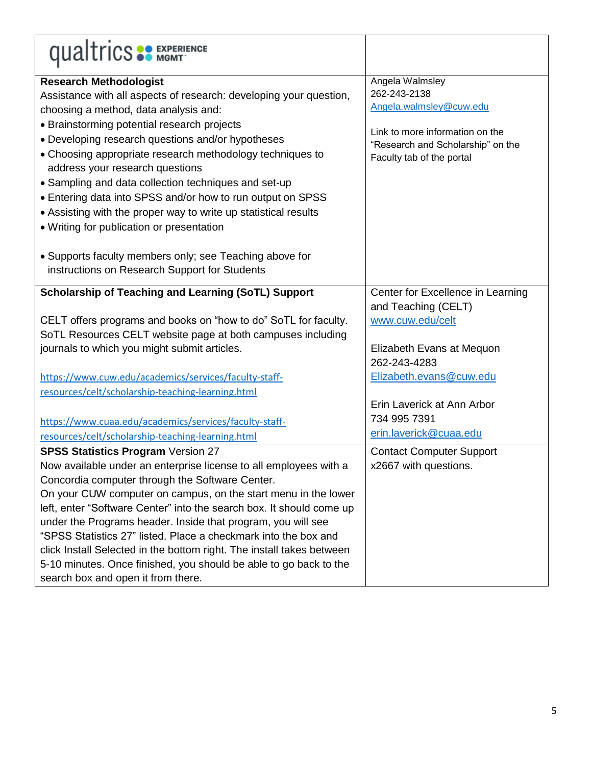| | |
|---|---|
| qualtrics EXPERIENCE MGMT | |
| **Research Methodologist**<br>Assistance with all aspects of research: developing your question, choosing a method, data analysis and:<br>• Brainstorming potential research projects<br>• Developing research questions and/or hypotheses<br>• Choosing appropriate research methodology techniques to address your research questions<br>• Sampling and data collection techniques and set-up<br>• Entering data into SPSS and/or how to run output on SPSS<br>• Assisting with the proper way to write up statistical results<br>• Writing for publication or presentation<br><br>• Supports faculty members only; see Teaching above for instructions on Research Support for Students | Angela Walmsley<br>262-243-2138<br>Angela.walmsley@cuw.edu<br><br>Link to more information on the "Research and Scholarship" on the Faculty tab of the portal |
| **Scholarship of Teaching and Learning (SoTL) Support**<br><br>CELT offers programs and books on "how to do" SoTL for faculty. SoTL Resources CELT website page at both campuses including journals to which you might submit articles.<br><br>https://www.cuw.edu/academics/services/faculty-staff-resources/celt/scholarship-teaching-learning.html<br><br>https://www.cuaa.edu/academics/services/faculty-staff-resources/celt/scholarship-teaching-learning.html | Center for Excellence in Learning and Teaching (CELT)<br>www.cuw.edu/celt<br><br>Elizabeth Evans at Mequon<br>262-243-4283<br>Elizabeth.evans@cuw.edu<br><br>Erin Laverick at Ann Arbor<br>734 995 7391<br>erin.laverick@cuaa.edu |
| **SPSS Statistics Program** Version 27<br>Now available under an enterprise license to all employees with a Concordia computer through the Software Center.<br>On your CUW computer on campus, on the start menu in the lower left, enter "Software Center" into the search box. It should come up under the Programs header. Inside that program, you will see "SPSS Statistics 27" listed. Place a checkmark into the box and click Install Selected in the bottom right. The install takes between 5-10 minutes. Once finished, you should be able to go back to the search box and open it from there. | Contact Computer Support x2667 with questions. |